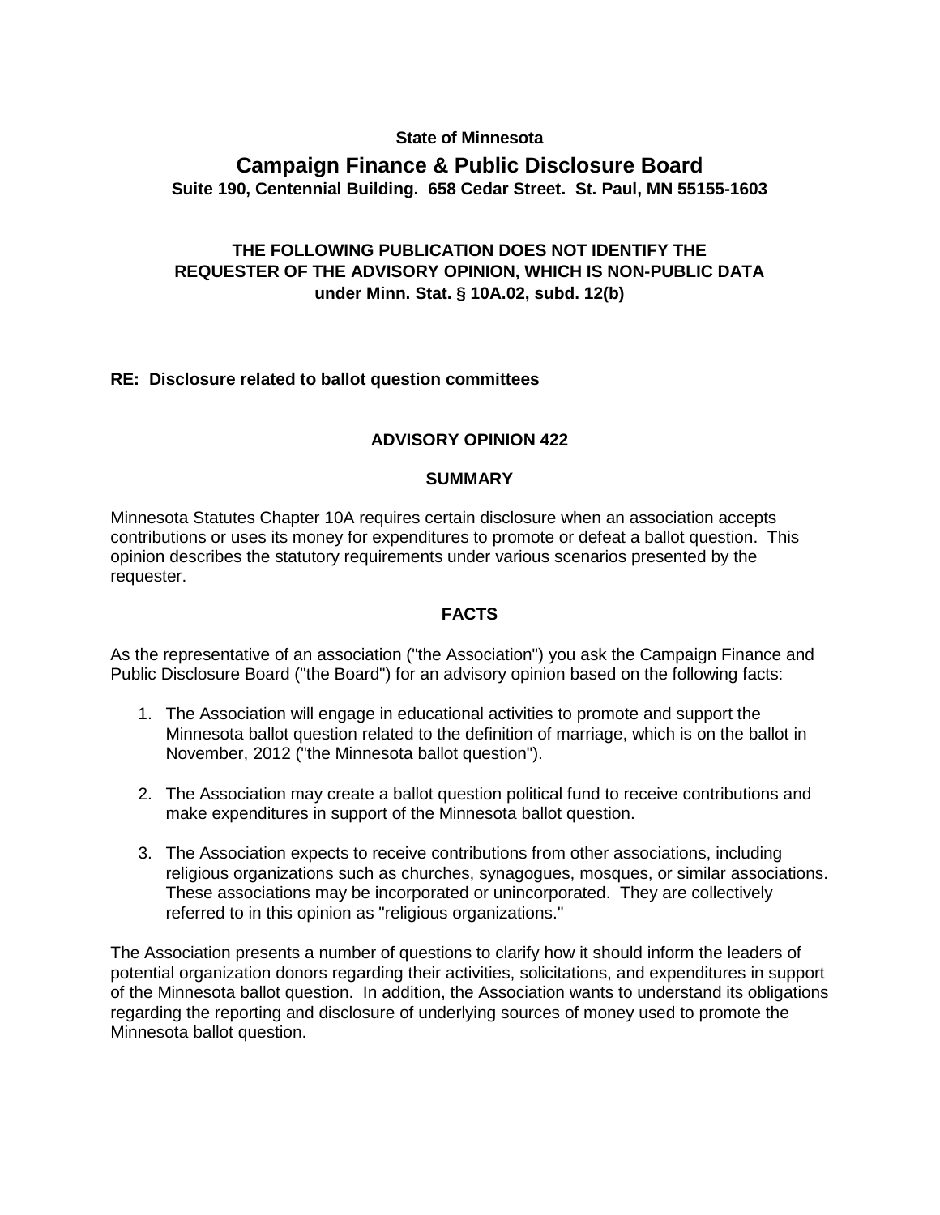**State of Minnesota**

# Campaign Finance & Public Disclosure Board

**Suite 190, Centennial Building. 658 Cedar Street. St. Paul, MN 55155-1603**

**THE FOLLOWING PUBLICATION DOES NOT IDENTIFY THE REQUESTER OF THE ADVISORY OPINION, WHICH IS NON-PUBLIC DATA under Minn. Stat. § 10A.02, subd. 12(b)**

**RE: Disclosure related to ballot question committees**

## ADVISORY OPINION 422

### SUMMARY

Minnesota Statutes Chapter 10A requires certain disclosure when an association accepts contributions or uses its money for expenditures to promote or defeat a ballot question. This opinion describes the statutory requirements under various scenarios presented by the requester.

### FACTS

As the representative of an association ("the Association") you ask the Campaign Finance and Public Disclosure Board ("the Board") for an advisory opinion based on the following facts:

1. The Association will engage in educational activities to promote and support the Minnesota ballot question related to the definition of marriage, which is on the ballot in November, 2012 ("the Minnesota ballot question").

2. The Association may create a ballot question political fund to receive contributions and make expenditures in support of the Minnesota ballot question.

3. The Association expects to receive contributions from other associations, including religious organizations such as churches, synagogues, mosques, or similar associations. These associations may be incorporated or unincorporated. They are collectively referred to in this opinion as "religious organizations."

The Association presents a number of questions to clarify how it should inform the leaders of potential organization donors regarding their activities, solicitations, and expenditures in support of the Minnesota ballot question. In addition, the Association wants to understand its obligations regarding the reporting and disclosure of underlying sources of money used to promote the Minnesota ballot question.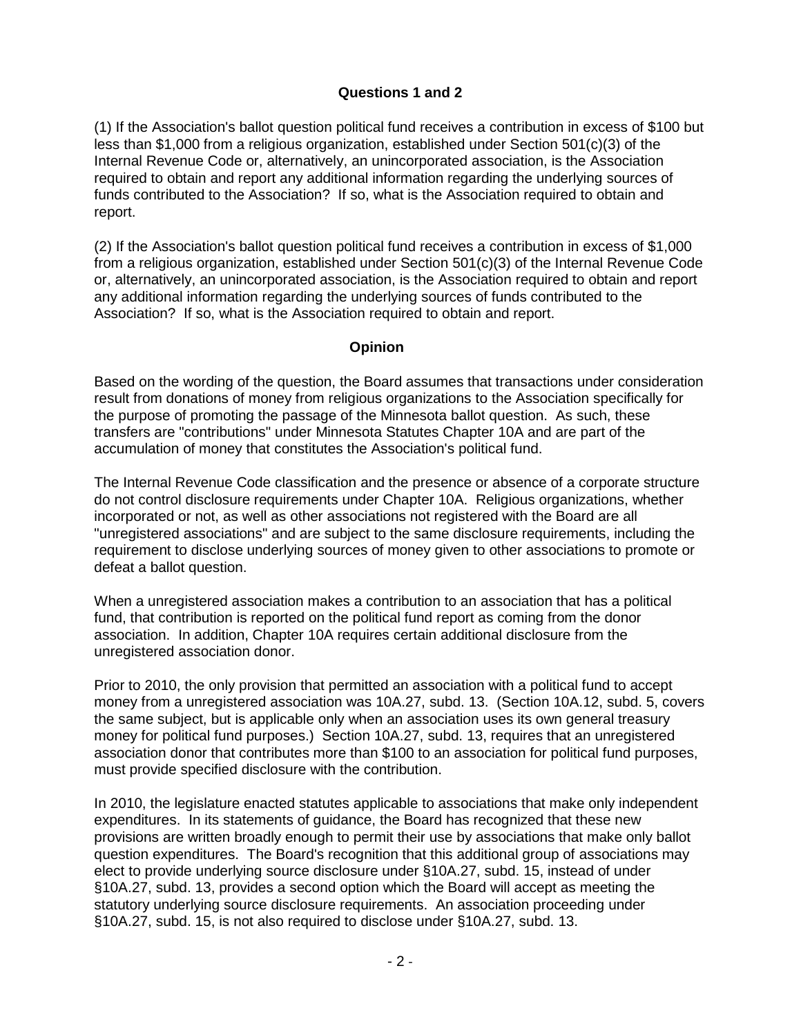### Questions 1 and 2

(1) If the Association's ballot question political fund receives a contribution in excess of $100 but less than $1,000 from a religious organization, established under Section 501(c)(3) of the Internal Revenue Code or, alternatively, an unincorporated association, is the Association required to obtain and report any additional information regarding the underlying sources of funds contributed to the Association? If so, what is the Association required to obtain and report.

(2) If the Association's ballot question political fund receives a contribution in excess of $1,000 from a religious organization, established under Section 501(c)(3) of the Internal Revenue Code or, alternatively, an unincorporated association, is the Association required to obtain and report any additional information regarding the underlying sources of funds contributed to the Association? If so, what is the Association required to obtain and report.

### Opinion

Based on the wording of the question, the Board assumes that transactions under consideration result from donations of money from religious organizations to the Association specifically for the purpose of promoting the passage of the Minnesota ballot question. As such, these transfers are "contributions" under Minnesota Statutes Chapter 10A and are part of the accumulation of money that constitutes the Association's political fund.

The Internal Revenue Code classification and the presence or absence of a corporate structure do not control disclosure requirements under Chapter 10A. Religious organizations, whether incorporated or not, as well as other associations not registered with the Board are all "unregistered associations" and are subject to the same disclosure requirements, including the requirement to disclose underlying sources of money given to other associations to promote or defeat a ballot question.

When a unregistered association makes a contribution to an association that has a political fund, that contribution is reported on the political fund report as coming from the donor association. In addition, Chapter 10A requires certain additional disclosure from the unregistered association donor.

Prior to 2010, the only provision that permitted an association with a political fund to accept money from a unregistered association was 10A.27, subd. 13. (Section 10A.12, subd. 5, covers the same subject, but is applicable only when an association uses its own general treasury money for political fund purposes.) Section 10A.27, subd. 13, requires that an unregistered association donor that contributes more than $100 to an association for political fund purposes, must provide specified disclosure with the contribution.

In 2010, the legislature enacted statutes applicable to associations that make only independent expenditures. In its statements of guidance, the Board has recognized that these new provisions are written broadly enough to permit their use by associations that make only ballot question expenditures. The Board's recognition that this additional group of associations may elect to provide underlying source disclosure under §10A.27, subd. 15, instead of under §10A.27, subd. 13, provides a second option which the Board will accept as meeting the statutory underlying source disclosure requirements. An association proceeding under §10A.27, subd. 15, is not also required to disclose under §10A.27, subd. 13.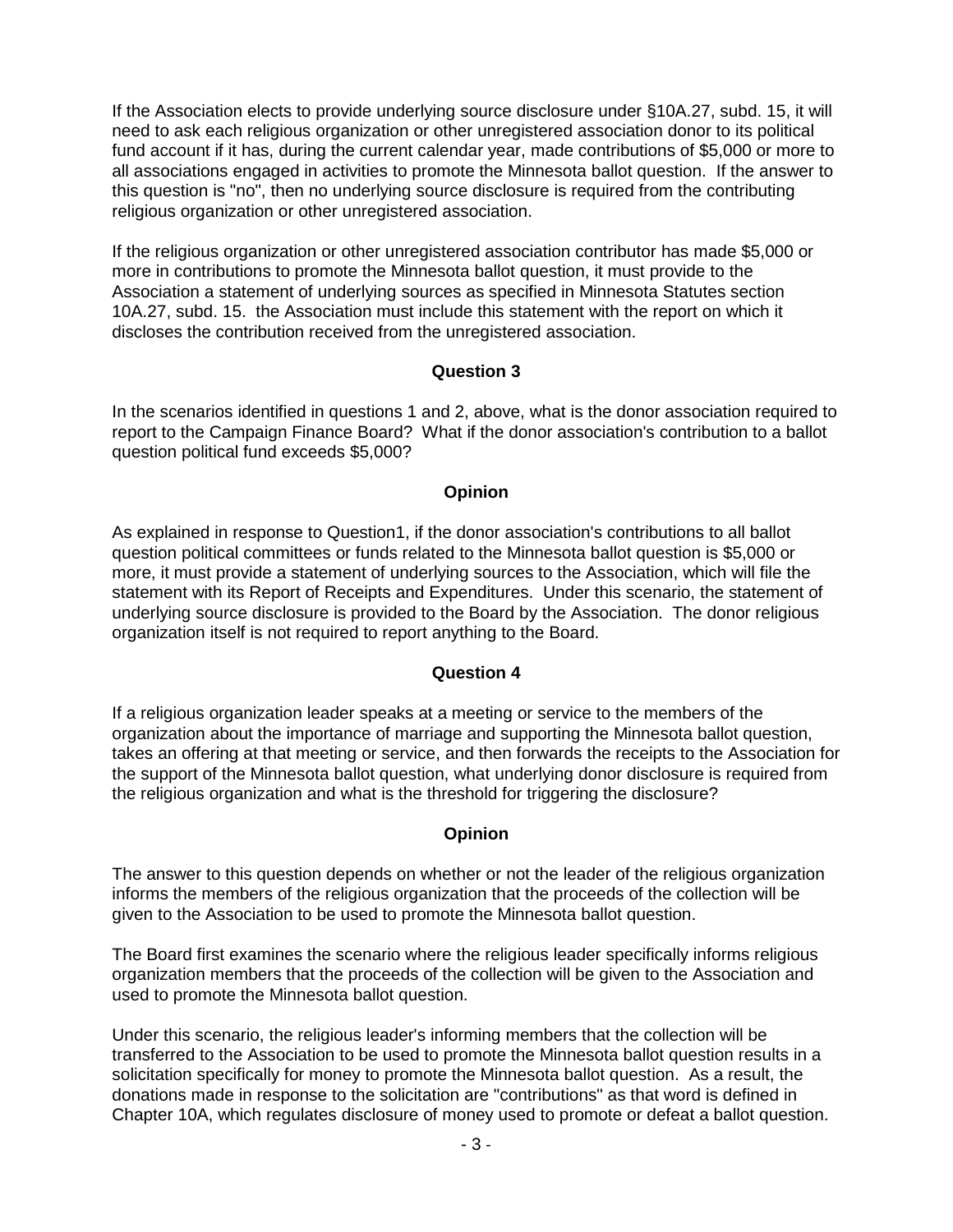If the Association elects to provide underlying source disclosure under §10A.27, subd. 15, it will need to ask each religious organization or other unregistered association donor to its political fund account if it has, during the current calendar year, made contributions of $5,000 or more to all associations engaged in activities to promote the Minnesota ballot question. If the answer to this question is "no", then no underlying source disclosure is required from the contributing religious organization or other unregistered association.

If the religious organization or other unregistered association contributor has made $5,000 or more in contributions to promote the Minnesota ballot question, it must provide to the Association a statement of underlying sources as specified in Minnesota Statutes section 10A.27, subd. 15. the Association must include this statement with the report on which it discloses the contribution received from the unregistered association.

**Question 3**

In the scenarios identified in questions 1 and 2, above, what is the donor association required to report to the Campaign Finance Board? What if the donor association's contribution to a ballot question political fund exceeds $5,000?

**Opinion**

As explained in response to Question1, if the donor association's contributions to all ballot question political committees or funds related to the Minnesota ballot question is $5,000 or more, it must provide a statement of underlying sources to the Association, which will file the statement with its Report of Receipts and Expenditures. Under this scenario, the statement of underlying source disclosure is provided to the Board by the Association. The donor religious organization itself is not required to report anything to the Board.

**Question 4**

If a religious organization leader speaks at a meeting or service to the members of the organization about the importance of marriage and supporting the Minnesota ballot question, takes an offering at that meeting or service, and then forwards the receipts to the Association for the support of the Minnesota ballot question, what underlying donor disclosure is required from the religious organization and what is the threshold for triggering the disclosure?

**Opinion**

The answer to this question depends on whether or not the leader of the religious organization informs the members of the religious organization that the proceeds of the collection will be given to the Association to be used to promote the Minnesota ballot question.

The Board first examines the scenario where the religious leader specifically informs religious organization members that the proceeds of the collection will be given to the Association and used to promote the Minnesota ballot question.

Under this scenario, the religious leader's informing members that the collection will be transferred to the Association to be used to promote the Minnesota ballot question results in a solicitation specifically for money to promote the Minnesota ballot question. As a result, the donations made in response to the solicitation are "contributions" as that word is defined in Chapter 10A, which regulates disclosure of money used to promote or defeat a ballot question.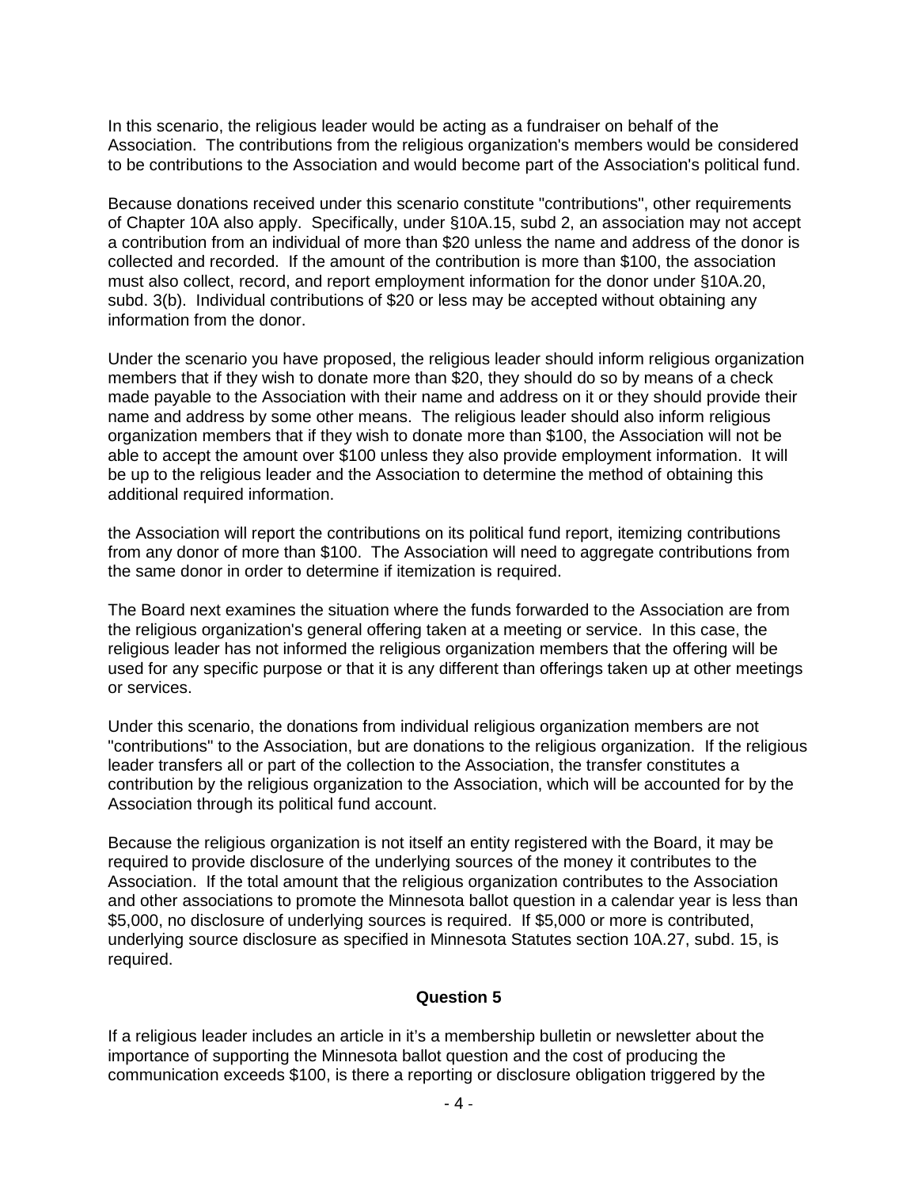In this scenario, the religious leader would be acting as a fundraiser on behalf of the Association. The contributions from the religious organization's members would be considered to be contributions to the Association and would become part of the Association's political fund.

Because donations received under this scenario constitute "contributions", other requirements of Chapter 10A also apply. Specifically, under §10A.15, subd 2, an association may not accept a contribution from an individual of more than $20 unless the name and address of the donor is collected and recorded. If the amount of the contribution is more than $100, the association must also collect, record, and report employment information for the donor under §10A.20, subd. 3(b). Individual contributions of $20 or less may be accepted without obtaining any information from the donor.

Under the scenario you have proposed, the religious leader should inform religious organization members that if they wish to donate more than $20, they should do so by means of a check made payable to the Association with their name and address on it or they should provide their name and address by some other means. The religious leader should also inform religious organization members that if they wish to donate more than $100, the Association will not be able to accept the amount over $100 unless they also provide employment information. It will be up to the religious leader and the Association to determine the method of obtaining this additional required information.

the Association will report the contributions on its political fund report, itemizing contributions from any donor of more than $100. The Association will need to aggregate contributions from the same donor in order to determine if itemization is required.

The Board next examines the situation where the funds forwarded to the Association are from the religious organization's general offering taken at a meeting or service. In this case, the religious leader has not informed the religious organization members that the offering will be used for any specific purpose or that it is any different than offerings taken up at other meetings or services.

Under this scenario, the donations from individual religious organization members are not "contributions" to the Association, but are donations to the religious organization. If the religious leader transfers all or part of the collection to the Association, the transfer constitutes a contribution by the religious organization to the Association, which will be accounted for by the Association through its political fund account.

Because the religious organization is not itself an entity registered with the Board, it may be required to provide disclosure of the underlying sources of the money it contributes to the Association. If the total amount that the religious organization contributes to the Association and other associations to promote the Minnesota ballot question in a calendar year is less than $5,000, no disclosure of underlying sources is required. If $5,000 or more is contributed, underlying source disclosure as specified in Minnesota Statutes section 10A.27, subd. 15, is required.

### Question 5

If a religious leader includes an article in it's a membership bulletin or newsletter about the importance of supporting the Minnesota ballot question and the cost of producing the communication exceeds $100, is there a reporting or disclosure obligation triggered by the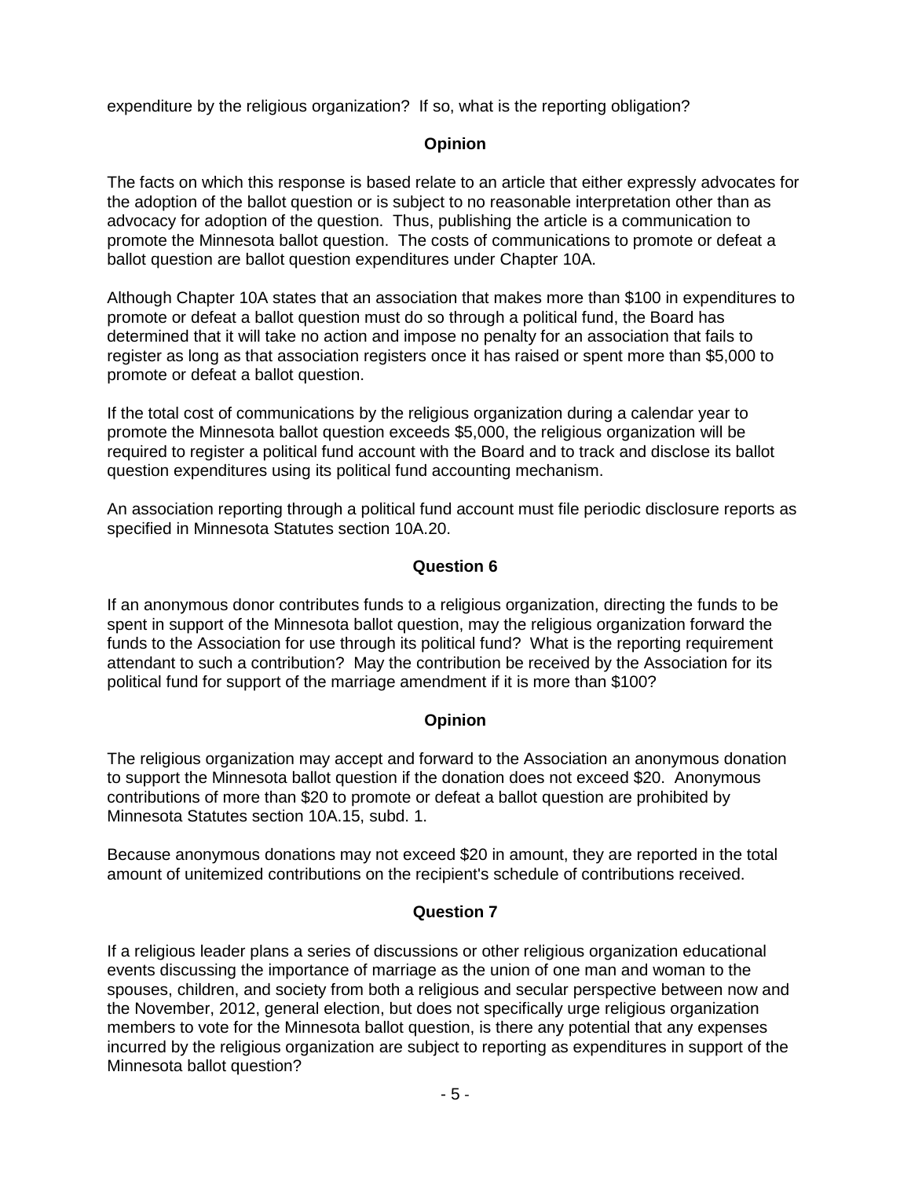expenditure by the religious organization? If so, what is the reporting obligation?

**Opinion**

The facts on which this response is based relate to an article that either expressly advocates for the adoption of the ballot question or is subject to no reasonable interpretation other than as advocacy for adoption of the question. Thus, publishing the article is a communication to promote the Minnesota ballot question. The costs of communications to promote or defeat a ballot question are ballot question expenditures under Chapter 10A.

Although Chapter 10A states that an association that makes more than $100 in expenditures to promote or defeat a ballot question must do so through a political fund, the Board has determined that it will take no action and impose no penalty for an association that fails to register as long as that association registers once it has raised or spent more than $5,000 to promote or defeat a ballot question.

If the total cost of communications by the religious organization during a calendar year to promote the Minnesota ballot question exceeds $5,000, the religious organization will be required to register a political fund account with the Board and to track and disclose its ballot question expenditures using its political fund accounting mechanism.

An association reporting through a political fund account must file periodic disclosure reports as specified in Minnesota Statutes section 10A.20.

**Question 6**

If an anonymous donor contributes funds to a religious organization, directing the funds to be spent in support of the Minnesota ballot question, may the religious organization forward the funds to the Association for use through its political fund? What is the reporting requirement attendant to such a contribution? May the contribution be received by the Association for its political fund for support of the marriage amendment if it is more than $100?

**Opinion**

The religious organization may accept and forward to the Association an anonymous donation to support the Minnesota ballot question if the donation does not exceed $20. Anonymous contributions of more than $20 to promote or defeat a ballot question are prohibited by Minnesota Statutes section 10A.15, subd. 1.

Because anonymous donations may not exceed $20 in amount, they are reported in the total amount of unitemized contributions on the recipient's schedule of contributions received.

**Question 7**

If a religious leader plans a series of discussions or other religious organization educational events discussing the importance of marriage as the union of one man and woman to the spouses, children, and society from both a religious and secular perspective between now and the November, 2012, general election, but does not specifically urge religious organization members to vote for the Minnesota ballot question, is there any potential that any expenses incurred by the religious organization are subject to reporting as expenditures in support of the Minnesota ballot question?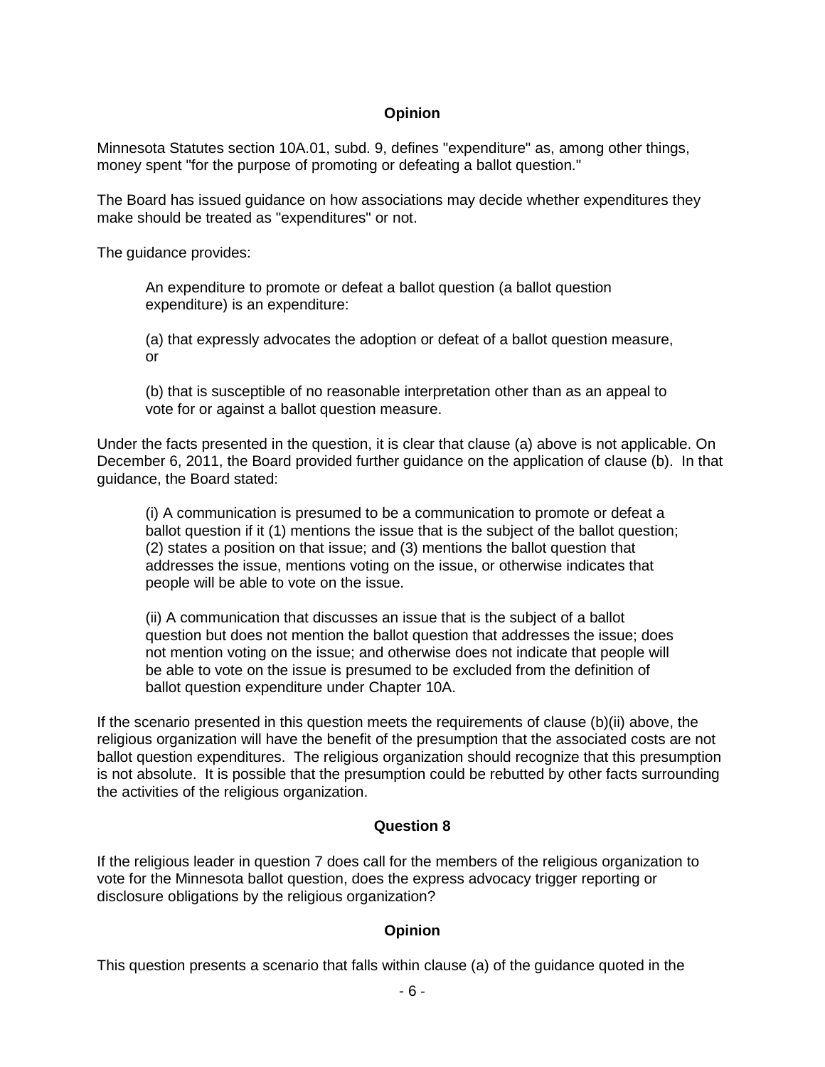### Opinion

Minnesota Statutes section 10A.01, subd. 9, defines "expenditure" as, among other things, money spent "for the purpose of promoting or defeating a ballot question."

The Board has issued guidance on how associations may decide whether expenditures they make should be treated as "expenditures" or not.

The guidance provides:

> An expenditure to promote or defeat a ballot question (a ballot question expenditure) is an expenditure:
>
> (a) that expressly advocates the adoption or defeat of a ballot question measure, or
>
> (b) that is susceptible of no reasonable interpretation other than as an appeal to vote for or against a ballot question measure.

Under the facts presented in the question, it is clear that clause (a) above is not applicable. On December 6, 2011, the Board provided further guidance on the application of clause (b). In that guidance, the Board stated:

> (i) A communication is presumed to be a communication to promote or defeat a ballot question if it (1) mentions the issue that is the subject of the ballot question; (2) states a position on that issue; and (3) mentions the ballot question that addresses the issue, mentions voting on the issue, or otherwise indicates that people will be able to vote on the issue.
>
> (ii) A communication that discusses an issue that is the subject of a ballot question but does not mention the ballot question that addresses the issue; does not mention voting on the issue; and otherwise does not indicate that people will be able to vote on the issue is presumed to be excluded from the definition of ballot question expenditure under Chapter 10A.

If the scenario presented in this question meets the requirements of clause (b)(ii) above, the religious organization will have the benefit of the presumption that the associated costs are not ballot question expenditures. The religious organization should recognize that this presumption is not absolute. It is possible that the presumption could be rebutted by other facts surrounding the activities of the religious organization.

### Question 8

If the religious leader in question 7 does call for the members of the religious organization to vote for the Minnesota ballot question, does the express advocacy trigger reporting or disclosure obligations by the religious organization?

### Opinion

This question presents a scenario that falls within clause (a) of the guidance quoted in the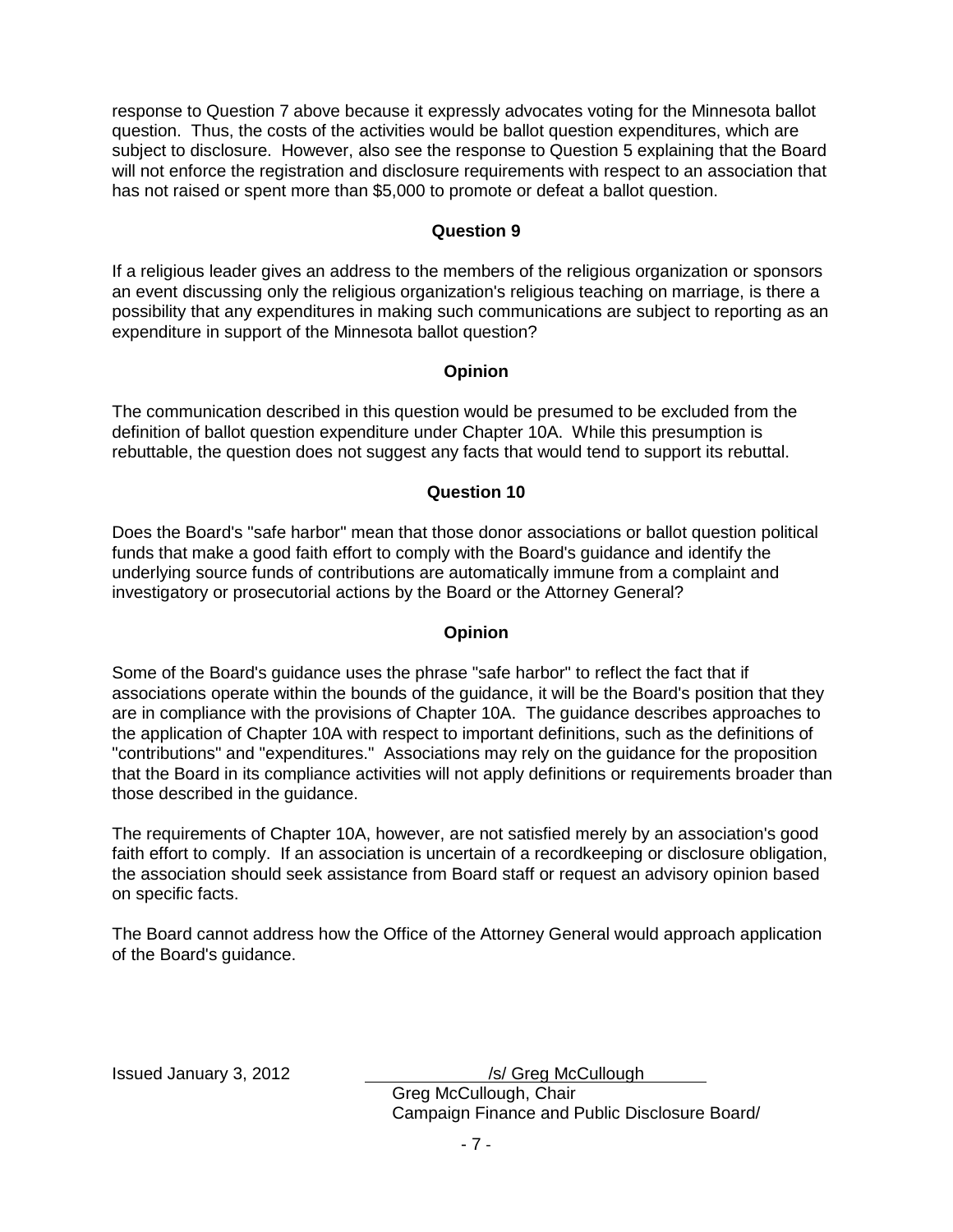response to Question 7 above because it expressly advocates voting for the Minnesota ballot question. Thus, the costs of the activities would be ballot question expenditures, which are subject to disclosure. However, also see the response to Question 5 explaining that the Board will not enforce the registration and disclosure requirements with respect to an association that has not raised or spent more than $5,000 to promote or defeat a ballot question.

**Question 9**

If a religious leader gives an address to the members of the religious organization or sponsors an event discussing only the religious organization's religious teaching on marriage, is there a possibility that any expenditures in making such communications are subject to reporting as an expenditure in support of the Minnesota ballot question?

**Opinion**

The communication described in this question would be presumed to be excluded from the definition of ballot question expenditure under Chapter 10A. While this presumption is rebuttable, the question does not suggest any facts that would tend to support its rebuttal.

**Question 10**

Does the Board's "safe harbor" mean that those donor associations or ballot question political funds that make a good faith effort to comply with the Board's guidance and identify the underlying source funds of contributions are automatically immune from a complaint and investigatory or prosecutorial actions by the Board or the Attorney General?

**Opinion**

Some of the Board's guidance uses the phrase "safe harbor" to reflect the fact that if associations operate within the bounds of the guidance, it will be the Board's position that they are in compliance with the provisions of Chapter 10A. The guidance describes approaches to the application of Chapter 10A with respect to important definitions, such as the definitions of "contributions" and "expenditures." Associations may rely on the guidance for the proposition that the Board in its compliance activities will not apply definitions or requirements broader than those described in the guidance.

The requirements of Chapter 10A, however, are not satisfied merely by an association's good faith effort to comply. If an association is uncertain of a recordkeeping or disclosure obligation, the association should seek assistance from Board staff or request an advisory opinion based on specific facts.

The Board cannot address how the Office of the Attorney General would approach application of the Board's guidance.

Issued January 3, 2012

/s/ Greg McCullough
Greg McCullough, Chair
Campaign Finance and Public Disclosure Board/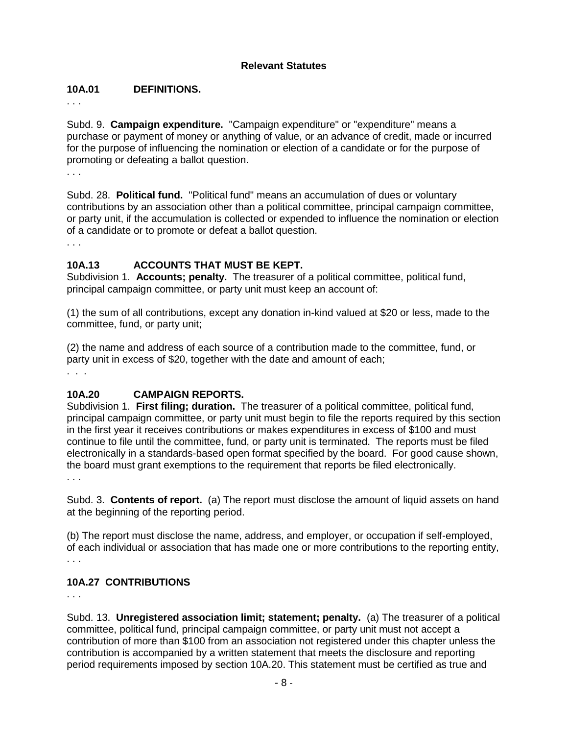## Relevant Statutes

### 10A.01 DEFINITIONS.

. . .

Subd. 9. **Campaign expenditure.** "Campaign expenditure" or "expenditure" means a purchase or payment of money or anything of value, or an advance of credit, made or incurred for the purpose of influencing the nomination or election of a candidate or for the purpose of promoting or defeating a ballot question.

. . .

Subd. 28. **Political fund.** "Political fund" means an accumulation of dues or voluntary contributions by an association other than a political committee, principal campaign committee, or party unit, if the accumulation is collected or expended to influence the nomination or election of a candidate or to promote or defeat a ballot question.

. . .

### 10A.13 ACCOUNTS THAT MUST BE KEPT.

Subdivision 1. **Accounts; penalty.** The treasurer of a political committee, political fund, principal campaign committee, or party unit must keep an account of:

(1) the sum of all contributions, except any donation in-kind valued at $20 or less, made to the committee, fund, or party unit;

(2) the name and address of each source of a contribution made to the committee, fund, or party unit in excess of $20, together with the date and amount of each;

. . .

### 10A.20 CAMPAIGN REPORTS.

Subdivision 1. **First filing; duration.** The treasurer of a political committee, political fund, principal campaign committee, or party unit must begin to file the reports required by this section in the first year it receives contributions or makes expenditures in excess of $100 and must continue to file until the committee, fund, or party unit is terminated. The reports must be filed electronically in a standards-based open format specified by the board. For good cause shown, the board must grant exemptions to the requirement that reports be filed electronically.

. . .

Subd. 3. **Contents of report.** (a) The report must disclose the amount of liquid assets on hand at the beginning of the reporting period.

(b) The report must disclose the name, address, and employer, or occupation if self-employed, of each individual or association that has made one or more contributions to the reporting entity,

. . .

### 10A.27 CONTRIBUTIONS

. . .

Subd. 13. **Unregistered association limit; statement; penalty.** (a) The treasurer of a political committee, political fund, principal campaign committee, or party unit must not accept a contribution of more than $100 from an association not registered under this chapter unless the contribution is accompanied by a written statement that meets the disclosure and reporting period requirements imposed by section 10A.20. This statement must be certified as true and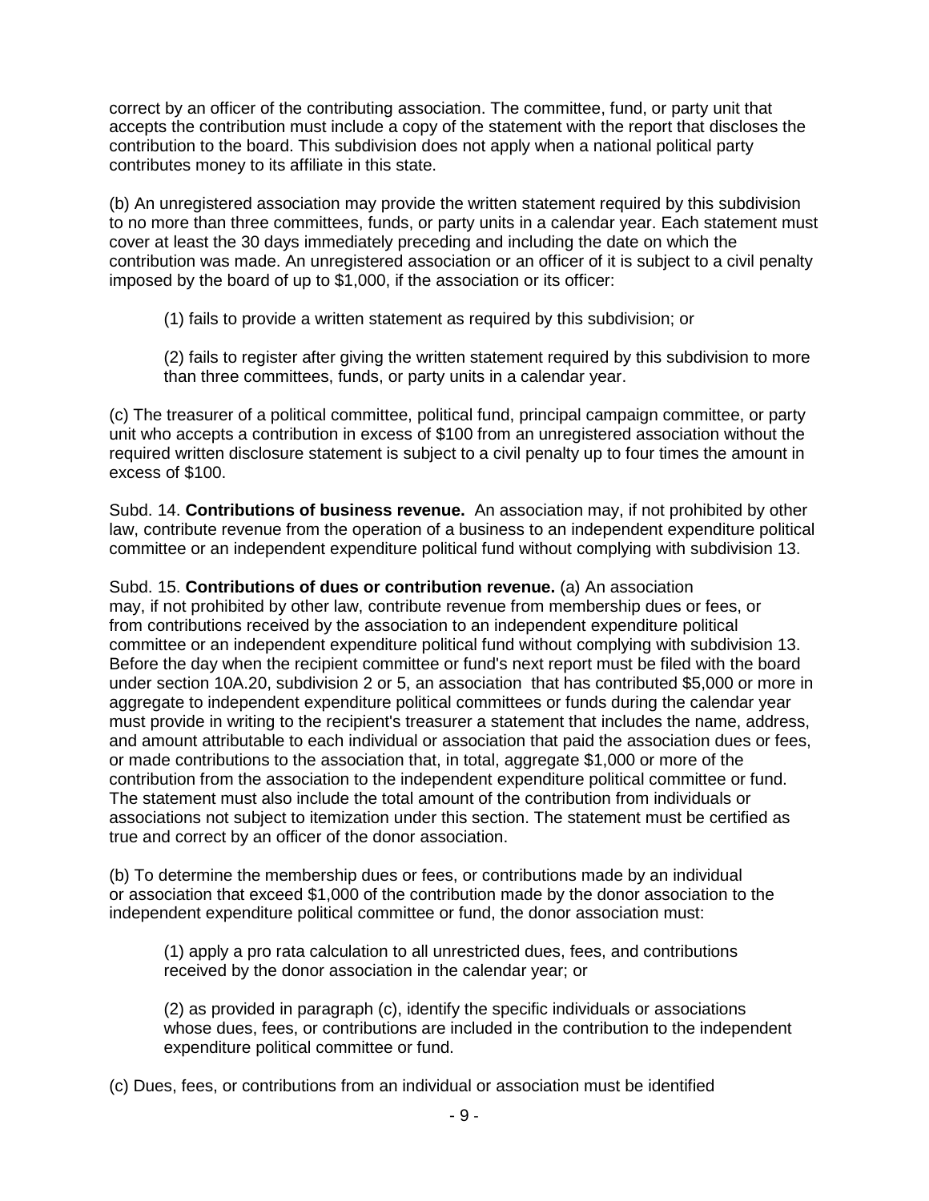correct by an officer of the contributing association. The committee, fund, or party unit that accepts the contribution must include a copy of the statement with the report that discloses the contribution to the board. This subdivision does not apply when a national political party contributes money to its affiliate in this state.

(b) An unregistered association may provide the written statement required by this subdivision to no more than three committees, funds, or party units in a calendar year. Each statement must cover at least the 30 days immediately preceding and including the date on which the contribution was made. An unregistered association or an officer of it is subject to a civil penalty imposed by the board of up to $1,000, if the association or its officer:

> (1) fails to provide a written statement as required by this subdivision; or
>
> (2) fails to register after giving the written statement required by this subdivision to more than three committees, funds, or party units in a calendar year.

(c) The treasurer of a political committee, political fund, principal campaign committee, or party unit who accepts a contribution in excess of $100 from an unregistered association without the required written disclosure statement is subject to a civil penalty up to four times the amount in excess of $100.

Subd. 14. **Contributions of business revenue.** An association may, if not prohibited by other law, contribute revenue from the operation of a business to an independent expenditure political committee or an independent expenditure political fund without complying with subdivision 13.

Subd. 15. **Contributions of dues or contribution revenue.** (a) An association may, if not prohibited by other law, contribute revenue from membership dues or fees, or from contributions received by the association to an independent expenditure political committee or an independent expenditure political fund without complying with subdivision 13. Before the day when the recipient committee or fund's next report must be filed with the board under section 10A.20, subdivision 2 or 5, an association that has contributed $5,000 or more in aggregate to independent expenditure political committees or funds during the calendar year must provide in writing to the recipient's treasurer a statement that includes the name, address, and amount attributable to each individual or association that paid the association dues or fees, or made contributions to the association that, in total, aggregate $1,000 or more of the contribution from the association to the independent expenditure political committee or fund. The statement must also include the total amount of the contribution from individuals or associations not subject to itemization under this section. The statement must be certified as true and correct by an officer of the donor association.

(b) To determine the membership dues or fees, or contributions made by an individual or association that exceed $1,000 of the contribution made by the donor association to the independent expenditure political committee or fund, the donor association must:

> (1) apply a pro rata calculation to all unrestricted dues, fees, and contributions received by the donor association in the calendar year; or
>
> (2) as provided in paragraph (c), identify the specific individuals or associations whose dues, fees, or contributions are included in the contribution to the independent expenditure political committee or fund.

(c) Dues, fees, or contributions from an individual or association must be identified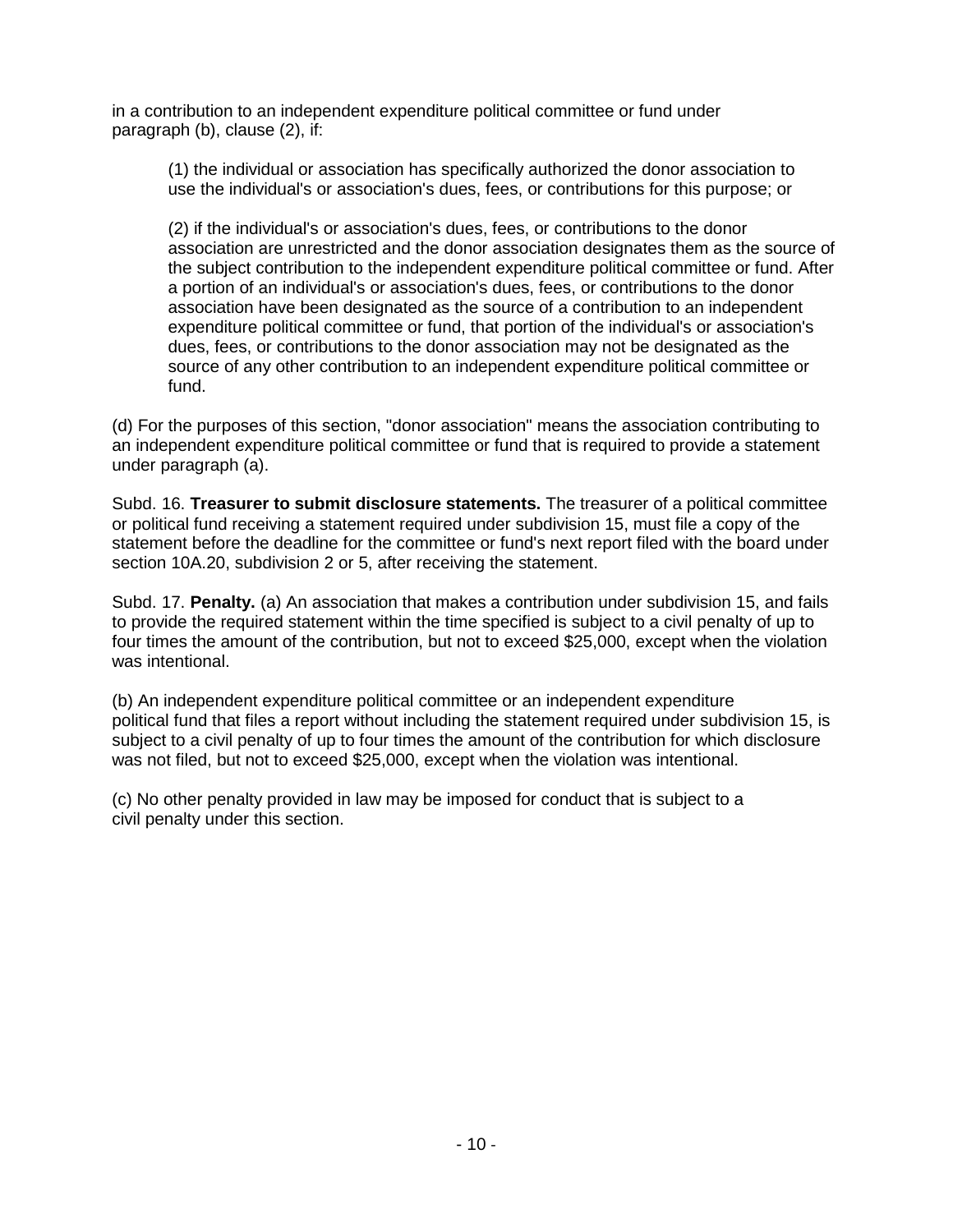in a contribution to an independent expenditure political committee or fund under paragraph (b), clause (2), if:

(1) the individual or association has specifically authorized the donor association to use the individual's or association's dues, fees, or contributions for this purpose; or

(2) if the individual's or association's dues, fees, or contributions to the donor association are unrestricted and the donor association designates them as the source of the subject contribution to the independent expenditure political committee or fund. After a portion of an individual's or association's dues, fees, or contributions to the donor association have been designated as the source of a contribution to an independent expenditure political committee or fund, that portion of the individual's or association's dues, fees, or contributions to the donor association may not be designated as the source of any other contribution to an independent expenditure political committee or fund.

(d) For the purposes of this section, "donor association" means the association contributing to an independent expenditure political committee or fund that is required to provide a statement under paragraph (a).

Subd. 16. **Treasurer to submit disclosure statements.** The treasurer of a political committee or political fund receiving a statement required under subdivision 15, must file a copy of the statement before the deadline for the committee or fund's next report filed with the board under section 10A.20, subdivision 2 or 5, after receiving the statement.

Subd. 17. **Penalty.** (a) An association that makes a contribution under subdivision 15, and fails to provide the required statement within the time specified is subject to a civil penalty of up to four times the amount of the contribution, but not to exceed $25,000, except when the violation was intentional.

(b) An independent expenditure political committee or an independent expenditure political fund that files a report without including the statement required under subdivision 15, is subject to a civil penalty of up to four times the amount of the contribution for which disclosure was not filed, but not to exceed $25,000, except when the violation was intentional.

(c) No other penalty provided in law may be imposed for conduct that is subject to a civil penalty under this section.